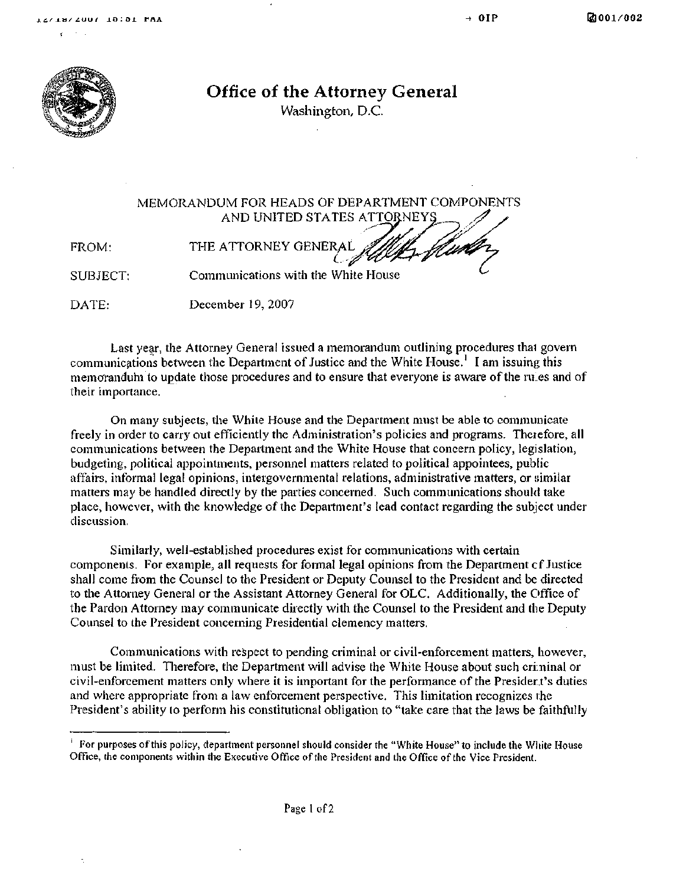# Office of the Attorney General

Washington, D.C.

MEMORANDUM FOR HEADS OF DEPARTMENT COMPONENTS AND UNITED STATES ATTORNEYS

FROM: THE ATTORNEY GENERAL

SUBJECT: Communications with the White House

DATE: December 19, 2007

Last year, the Attorney General issued a memorandum outlining procedures that govern communications between the Department of Justice and the White House.[1] I am issuing this memorandum to update those procedures and to ensure that everyone is aware of the rules and of their importance.

On many subjects, the White House and the Department must be able to communicate freely in order to carry out efficiently the Administration's policies and programs. Therefore, all communications between the Department and the White House that concern policy, legislation, budgeting, political appointments, personnel matters related to political appointees, public affairs, informal legal opinions, intergovernmental relations, administrative matters, or similar matters may be handled directly by the parties concerned. Such communications should take place, however, with the knowledge of the Department's lead contact regarding the subject under discussion.

Similarly, well-established procedures exist for communications with certain components. For example, all requests for formal legal opinions from the Department of Justice shall come from the Counsel to the President or Deputy Counsel to the President and be directed to the Attorney General or the Assistant Attorney General for OLC. Additionally, the Office of the Pardon Attorney may communicate directly with the Counsel to the President and the Deputy Counsel to the President concerning Presidential clemency matters.

Communications with respect to pending criminal or civil-enforcement matters, however, must be limited. Therefore, the Department will advise the White House about such criminal or civil-enforcement matters only where it is important for the performance of the President's duties and where appropriate from a law enforcement perspective. This limitation recognizes the President's ability to perform his constitutional obligation to "take care that the laws be faithfully

[1] For purposes of this policy, department personnel should consider the "White House" to include the White House Office, the components within the Executive Office of the President and the Office of the Vice President.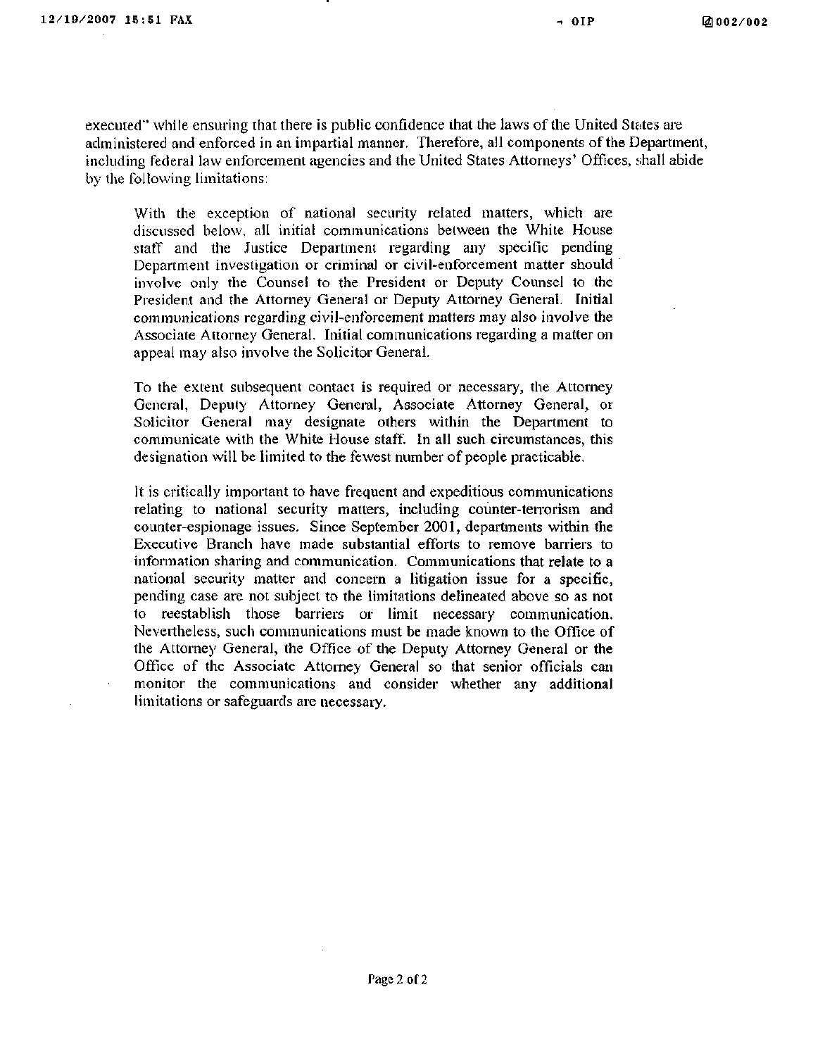executed" while ensuring that there is public confidence that the laws of the United States are administered and enforced in an impartial manner. Therefore, all components of the Department, including federal law enforcement agencies and the United States Attorneys' Offices, shall abide by the following limitations:

> With the exception of national security related matters, which are discussed below, all initial communications between the White House staff and the Justice Department regarding any specific pending Department investigation or criminal or civil-enforcement matter should involve only the Counsel to the President or Deputy Counsel to the President and the Attorney General or Deputy Attorney General. Initial communications regarding civil-enforcement matters may also involve the Associate Attorney General. Initial communications regarding a matter on appeal may also involve the Solicitor General.
>
> To the extent subsequent contact is required or necessary, the Attorney General, Deputy Attorney General, Associate Attorney General, or Solicitor General may designate others within the Department to communicate with the White House staff. In all such circumstances, this designation will be limited to the fewest number of people practicable.
>
> It is critically important to have frequent and expeditious communications relating to national security matters, including counter-terrorism and counter-espionage issues. Since September 2001, departments within the Executive Branch have made substantial efforts to remove barriers to information sharing and communication. Communications that relate to a national security matter and concern a litigation issue for a specific, pending case are not subject to the limitations delineated above so as not to reestablish those barriers or limit necessary communication. Nevertheless, such communications must be made known to the Office of the Attorney General, the Office of the Deputy Attorney General or the Office of the Associate Attorney General so that senior officials can monitor the communications and consider whether any additional limitations or safeguards are necessary.